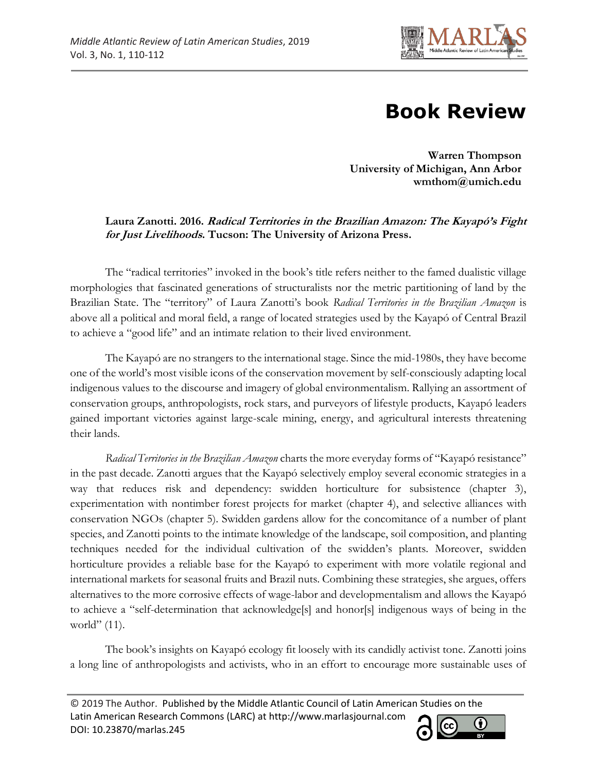# Book Review

**Warren Thompson**
**University of Michigan, Ann Arbor**
**wmthom@umich.edu**

**Laura Zanotti. 2016. *Radical Territories in the Brazilian Amazon: The Kayapó's Fight for Just Livelihoods*. Tucson: The University of Arizona Press.**

The "radical territories" invoked in the book's title refers neither to the famed dualistic village morphologies that fascinated generations of structuralists nor the metric partitioning of land by the Brazilian State. The "territory" of Laura Zanotti's book *Radical Territories in the Brazilian Amazon* is above all a political and moral field, a range of located strategies used by the Kayapó of Central Brazil to achieve a "good life" and an intimate relation to their lived environment.

The Kayapó are no strangers to the international stage. Since the mid-1980s, they have become one of the world's most visible icons of the conservation movement by self-consciously adapting local indigenous values to the discourse and imagery of global environmentalism. Rallying an assortment of conservation groups, anthropologists, rock stars, and purveyors of lifestyle products, Kayapó leaders gained important victories against large-scale mining, energy, and agricultural interests threatening their lands.

*Radical Territories in the Brazilian Amazon* charts the more everyday forms of "Kayapó resistance" in the past decade. Zanotti argues that the Kayapó selectively employ several economic strategies in a way that reduces risk and dependency: swidden horticulture for subsistence (chapter 3), experimentation with nontimber forest projects for market (chapter 4), and selective alliances with conservation NGOs (chapter 5). Swidden gardens allow for the concomitance of a number of plant species, and Zanotti points to the intimate knowledge of the landscape, soil composition, and planting techniques needed for the individual cultivation of the swidden's plants. Moreover, swidden horticulture provides a reliable base for the Kayapó to experiment with more volatile regional and international markets for seasonal fruits and Brazil nuts. Combining these strategies, she argues, offers alternatives to the more corrosive effects of wage-labor and developmentalism and allows the Kayapó to achieve a "self-determination that acknowledge[s] and honor[s] indigenous ways of being in the world" (11).

The book's insights on Kayapó ecology fit loosely with its candidly activist tone. Zanotti joins a long line of anthropologists and activists, who in an effort to encourage more sustainable uses of

© 2019 The Author. Published by the Middle Atlantic Council of Latin American Studies on the Latin American Research Commons (LARC) at http://www.marlasjournal.com
DOI: 10.23870/marlas.245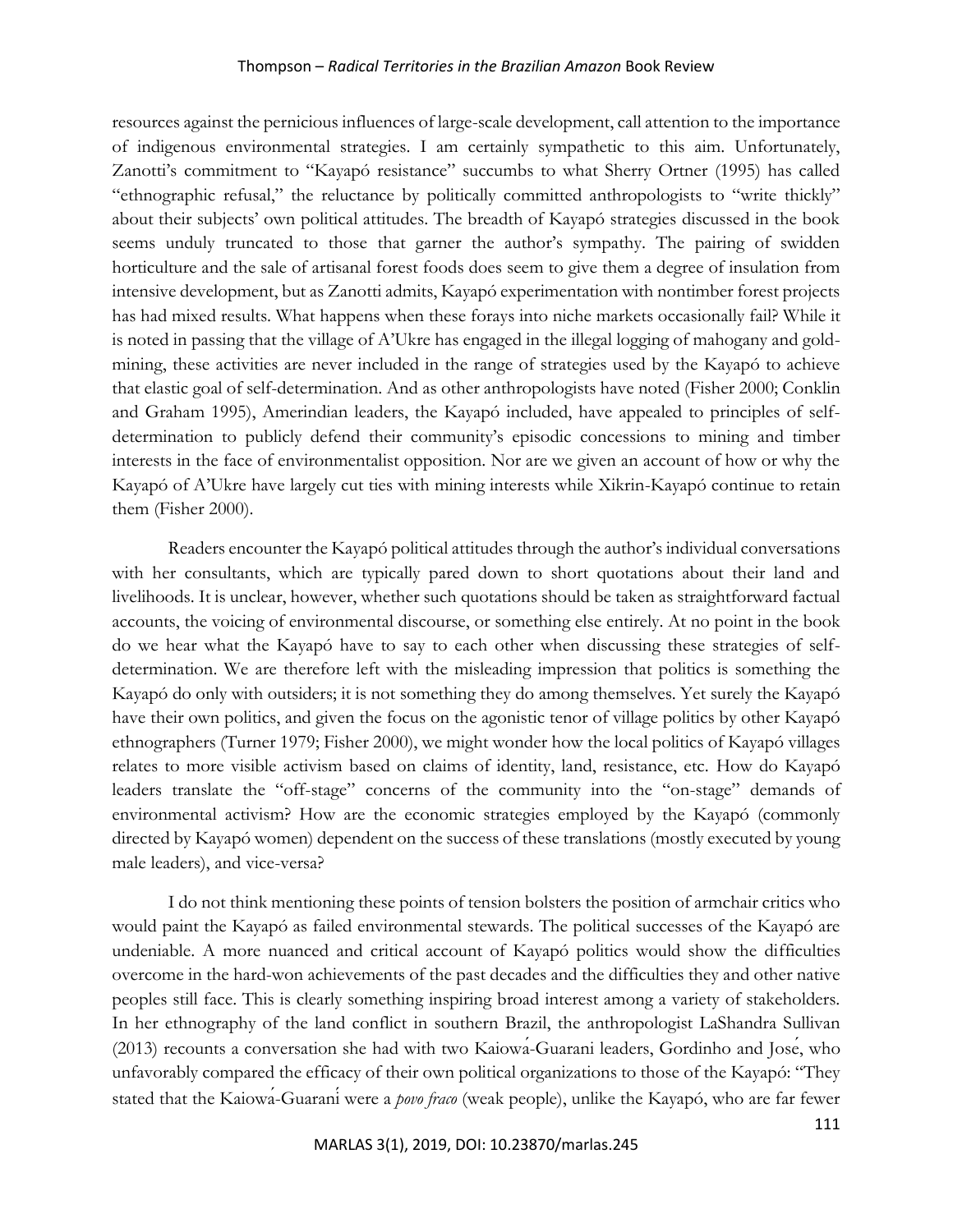resources against the pernicious influences of large-scale development, call attention to the importance of indigenous environmental strategies. I am certainly sympathetic to this aim. Unfortunately, Zanotti's commitment to "Kayapó resistance" succumbs to what Sherry Ortner (1995) has called "ethnographic refusal," the reluctance by politically committed anthropologists to "write thickly" about their subjects' own political attitudes. The breadth of Kayapó strategies discussed in the book seems unduly truncated to those that garner the author's sympathy. The pairing of swidden horticulture and the sale of artisanal forest foods does seem to give them a degree of insulation from intensive development, but as Zanotti admits, Kayapó experimentation with nontimber forest projects has had mixed results. What happens when these forays into niche markets occasionally fail? While it is noted in passing that the village of A'Ukre has engaged in the illegal logging of mahogany and gold-mining, these activities are never included in the range of strategies used by the Kayapó to achieve that elastic goal of self-determination. And as other anthropologists have noted (Fisher 2000; Conklin and Graham 1995), Amerindian leaders, the Kayapó included, have appealed to principles of self-determination to publicly defend their community's episodic concessions to mining and timber interests in the face of environmentalist opposition. Nor are we given an account of how or why the Kayapó of A'Ukre have largely cut ties with mining interests while Xikrin-Kayapó continue to retain them (Fisher 2000).

Readers encounter the Kayapó political attitudes through the author's individual conversations with her consultants, which are typically pared down to short quotations about their land and livelihoods. It is unclear, however, whether such quotations should be taken as straightforward factual accounts, the voicing of environmental discourse, or something else entirely. At no point in the book do we hear what the Kayapó have to say to each other when discussing these strategies of self-determination. We are therefore left with the misleading impression that politics is something the Kayapó do only with outsiders; it is not something they do among themselves. Yet surely the Kayapó have their own politics, and given the focus on the agonistic tenor of village politics by other Kayapó ethnographers (Turner 1979; Fisher 2000), we might wonder how the local politics of Kayapó villages relates to more visible activism based on claims of identity, land, resistance, etc. How do Kayapó leaders translate the "off-stage" concerns of the community into the "on-stage" demands of environmental activism? How are the economic strategies employed by the Kayapó (commonly directed by Kayapó women) dependent on the success of these translations (mostly executed by young male leaders), and vice-versa?

I do not think mentioning these points of tension bolsters the position of armchair critics who would paint the Kayapó as failed environmental stewards. The political successes of the Kayapó are undeniable. A more nuanced and critical account of Kayapó politics would show the difficulties overcome in the hard-won achievements of the past decades and the difficulties they and other native peoples still face. This is clearly something inspiring broad interest among a variety of stakeholders. In her ethnography of the land conflict in southern Brazil, the anthropologist LaShandra Sullivan (2013) recounts a conversation she had with two Kaiowá-Guarani leaders, Gordinho and José, who unfavorably compared the efficacy of their own political organizations to those of the Kayapó: "They stated that the Kaiowá-Guaraní were a *povo fraco* (weak people), unlike the Kayapó, who are far fewer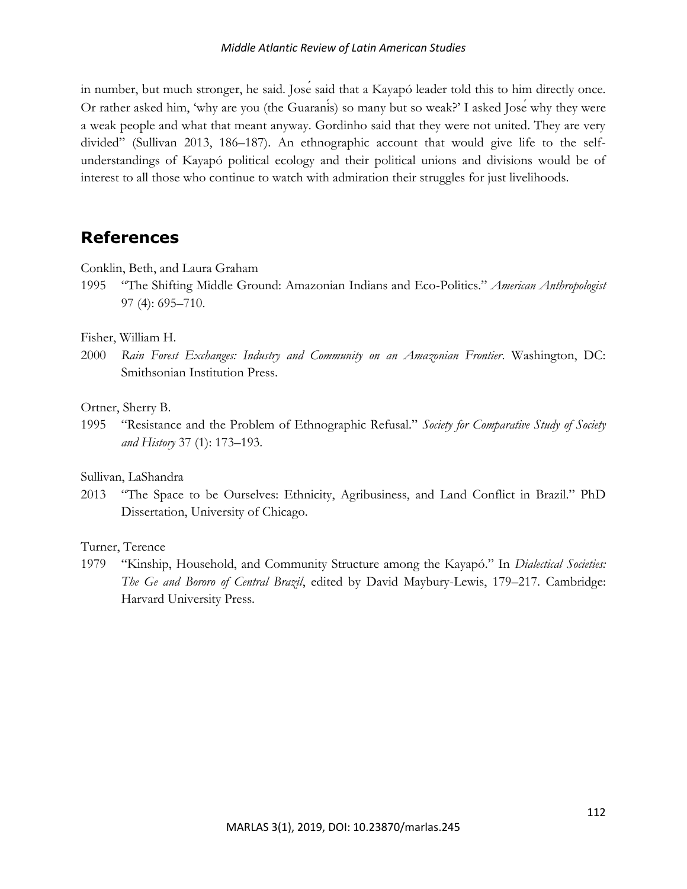in number, but much stronger, he said. José said that a Kayapó leader told this to him directly once. Or rather asked him, 'why are you (the Guaranís) so many but so weak?' I asked José why they were a weak people and what that meant anyway. Gordinho said that they were not united. They are very divided" (Sullivan 2013, 186–187). An ethnographic account that would give life to the self-understandings of Kayapó political ecology and their political unions and divisions would be of interest to all those who continue to watch with admiration their struggles for just livelihoods.

## References

Conklin, Beth, and Laura Graham

1995 "The Shifting Middle Ground: Amazonian Indians and Eco-Politics." *American Anthropologist* 97 (4): 695–710.

Fisher, William H.

2000 *Rain Forest Exchanges: Industry and Community on an Amazonian Frontier*. Washington, DC: Smithsonian Institution Press.

Ortner, Sherry B.

1995 "Resistance and the Problem of Ethnographic Refusal." *Society for Comparative Study of Society and History* 37 (1): 173–193.

Sullivan, LaShandra

2013 "The Space to be Ourselves: Ethnicity, Agribusiness, and Land Conflict in Brazil." PhD Dissertation, University of Chicago.

Turner, Terence

1979 "Kinship, Household, and Community Structure among the Kayapó." In *Dialectical Societies: The Ge and Bororo of Central Brazil*, edited by David Maybury-Lewis, 179–217. Cambridge: Harvard University Press.